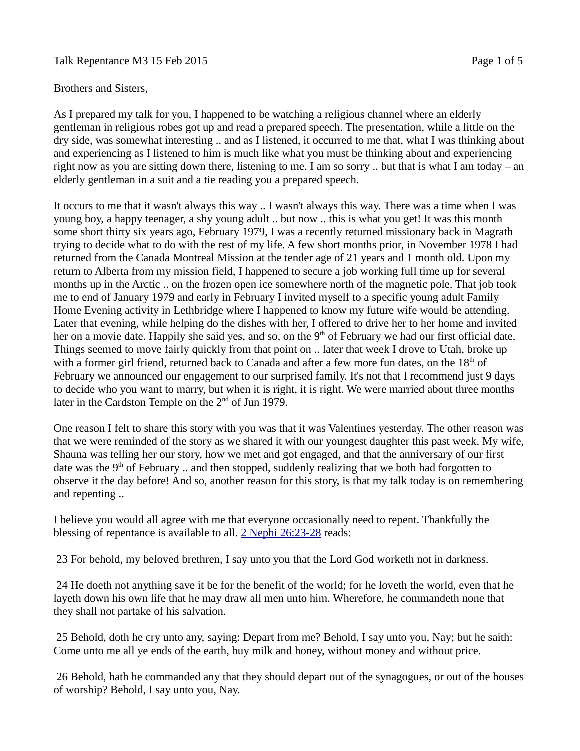Brothers and Sisters,

As I prepared my talk for you, I happened to be watching a religious channel where an elderly gentleman in religious robes got up and read a prepared speech. The presentation, while a little on the dry side, was somewhat interesting .. and as I listened, it occurred to me that, what I was thinking about and experiencing as I listened to him is much like what you must be thinking about and experiencing right now as you are sitting down there, listening to me. I am so sorry .. but that is what I am today – an elderly gentleman in a suit and a tie reading you a prepared speech.

It occurs to me that it wasn't always this way .. I wasn't always this way. There was a time when I was young boy, a happy teenager, a shy young adult .. but now .. this is what you get! It was this month some short thirty six years ago, February 1979, I was a recently returned missionary back in Magrath trying to decide what to do with the rest of my life. A few short months prior, in November 1978 I had returned from the Canada Montreal Mission at the tender age of 21 years and 1 month old. Upon my return to Alberta from my mission field, I happened to secure a job working full time up for several months up in the Arctic .. on the frozen open ice somewhere north of the magnetic pole. That job took me to end of January 1979 and early in February I invited myself to a specific young adult Family Home Evening activity in Lethbridge where I happened to know my future wife would be attending. Later that evening, while helping do the dishes with her, I offered to drive her to her home and invited her on a movie date. Happily she said yes, and so, on the 9th of February we had our first official date. Things seemed to move fairly quickly from that point on .. later that week I drove to Utah, broke up with a former girl friend, returned back to Canada and after a few more fun dates, on the 18th of February we announced our engagement to our surprised family. It's not that I recommend just 9 days to decide who you want to marry, but when it is right, it is right. We were married about three months later in the Cardston Temple on the 2nd of Jun 1979.

One reason I felt to share this story with you was that it was Valentines yesterday. The other reason was that we were reminded of the story as we shared it with our youngest daughter this past week. My wife, Shauna was telling her our story, how we met and got engaged, and that the anniversary of our first date was the 9th of February .. and then stopped, suddenly realizing that we both had forgotten to observe it the day before! And so, another reason for this story, is that my talk today is on remembering and repenting ..

I believe you would all agree with me that everyone occasionally need to repent. Thankfully the blessing of repentance is available to all. 2 Nephi 26:23-28 reads:

23 For behold, my beloved brethren, I say unto you that the Lord God worketh not in darkness.

24 He doeth not anything save it be for the benefit of the world; for he loveth the world, even that he layeth down his own life that he may draw all men unto him. Wherefore, he commandeth none that they shall not partake of his salvation.

25 Behold, doth he cry unto any, saying: Depart from me? Behold, I say unto you, Nay; but he saith: Come unto me all ye ends of the earth, buy milk and honey, without money and without price.

26 Behold, hath he commanded any that they should depart out of the synagogues, or out of the houses of worship? Behold, I say unto you, Nay.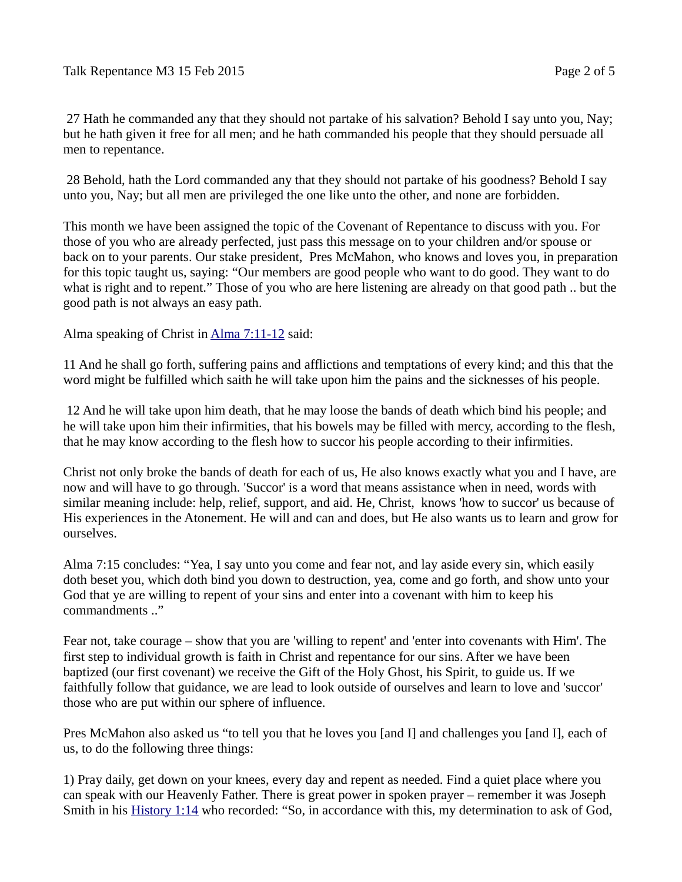27 Hath he commanded any that they should not partake of his salvation? Behold I say unto you, Nay; but he hath given it free for all men; and he hath commanded his people that they should persuade all men to repentance.

28 Behold, hath the Lord commanded any that they should not partake of his goodness? Behold I say unto you, Nay; but all men are privileged the one like unto the other, and none are forbidden.

This month we have been assigned the topic of the Covenant of Repentance to discuss with you. For those of you who are already perfected, just pass this message on to your children and/or spouse or back on to your parents. Our stake president, Pres McMahon, who knows and loves you, in preparation for this topic taught us, saying: "Our members are good people who want to do good. They want to do what is right and to repent." Those of you who are here listening are already on that good path .. but the good path is not always an easy path.

Alma speaking of Christ in Alma 7:11-12 said:

11 And he shall go forth, suffering pains and afflictions and temptations of every kind; and this that the word might be fulfilled which saith he will take upon him the pains and the sicknesses of his people.

12 And he will take upon him death, that he may loose the bands of death which bind his people; and he will take upon him their infirmities, that his bowels may be filled with mercy, according to the flesh, that he may know according to the flesh how to succor his people according to their infirmities.

Christ not only broke the bands of death for each of us, He also knows exactly what you and I have, are now and will have to go through. 'Succor' is a word that means assistance when in need, words with similar meaning include: help, relief, support, and aid. He, Christ, knows 'how to succor' us because of His experiences in the Atonement. He will and can and does, but He also wants us to learn and grow for ourselves.

Alma 7:15 concludes: "Yea, I say unto you come and fear not, and lay aside every sin, which easily doth beset you, which doth bind you down to destruction, yea, come and go forth, and show unto your God that ye are willing to repent of your sins and enter into a covenant with him to keep his commandments .."

Fear not, take courage – show that you are 'willing to repent' and 'enter into covenants with Him'. The first step to individual growth is faith in Christ and repentance for our sins. After we have been baptized (our first covenant) we receive the Gift of the Holy Ghost, his Spirit, to guide us. If we faithfully follow that guidance, we are lead to look outside of ourselves and learn to love and 'succor' those who are put within our sphere of influence.

Pres McMahon also asked us "to tell you that he loves you [and I] and challenges you [and I], each of us, to do the following three things:

1) Pray daily, get down on your knees, every day and repent as needed. Find a quiet place where you can speak with our Heavenly Father. There is great power in spoken prayer – remember it was Joseph Smith in his History 1:14 who recorded: "So, in accordance with this, my determination to ask of God,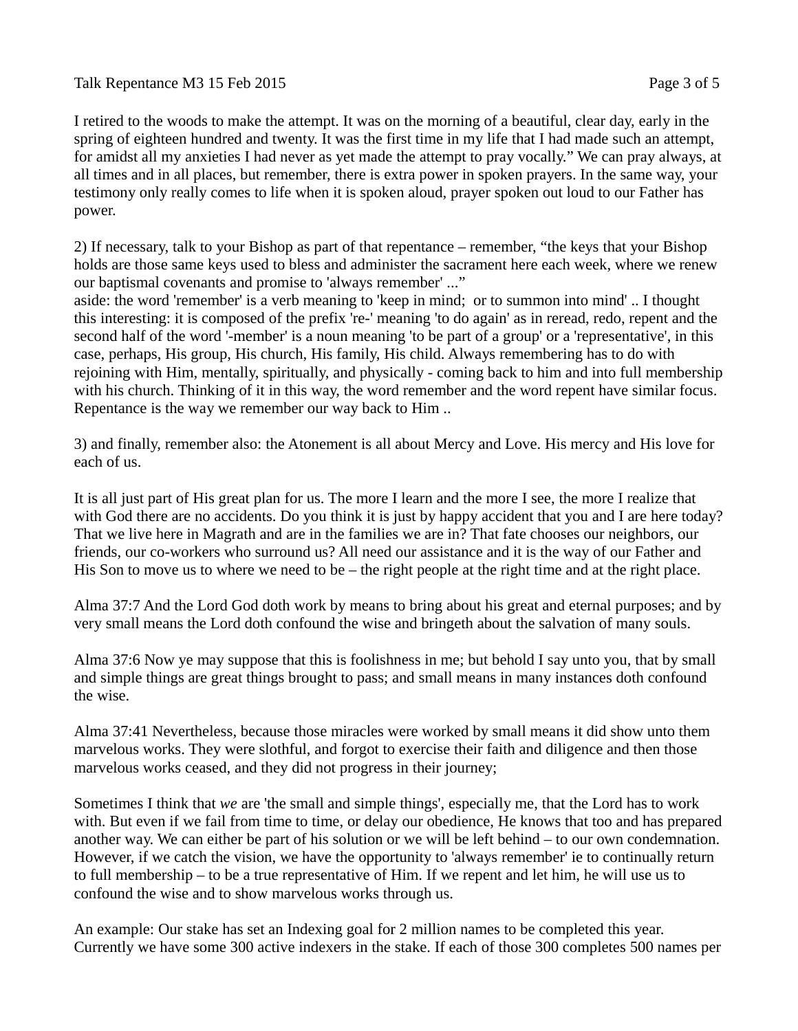I retired to the woods to make the attempt. It was on the morning of a beautiful, clear day, early in the spring of eighteen hundred and twenty. It was the first time in my life that I had made such an attempt, for amidst all my anxieties I had never as yet made the attempt to pray vocally." We can pray always, at all times and in all places, but remember, there is extra power in spoken prayers. In the same way, your testimony only really comes to life when it is spoken aloud, prayer spoken out loud to our Father has power.

2) If necessary, talk to your Bishop as part of that repentance – remember, "the keys that your Bishop holds are those same keys used to bless and administer the sacrament here each week, where we renew our baptismal covenants and promise to 'always remember' ..."
aside: the word 'remember' is a verb meaning to 'keep in mind;  or to summon into mind' .. I thought this interesting: it is composed of the prefix 're-' meaning 'to do again' as in reread, redo, repent and the second half of the word '-member' is a noun meaning 'to be part of a group' or a 'representative', in this case, perhaps, His group, His church, His family, His child. Always remembering has to do with rejoining with Him, mentally, spiritually, and physically - coming back to him and into full membership with his church. Thinking of it in this way, the word remember and the word repent have similar focus. Repentance is the way we remember our way back to Him ..

3) and finally, remember also: the Atonement is all about Mercy and Love. His mercy and His love for each of us.

It is all just part of His great plan for us. The more I learn and the more I see, the more I realize that with God there are no accidents. Do you think it is just by happy accident that you and I are here today? That we live here in Magrath and are in the families we are in? That fate chooses our neighbors, our friends, our co-workers who surround us? All need our assistance and it is the way of our Father and His Son to move us to where we need to be – the right people at the right time and at the right place.

Alma 37:7 And the Lord God doth work by means to bring about his great and eternal purposes; and by very small means the Lord doth confound the wise and bringeth about the salvation of many souls.

Alma 37:6 Now ye may suppose that this is foolishness in me; but behold I say unto you, that by small and simple things are great things brought to pass; and small means in many instances doth confound the wise.

Alma 37:41 Nevertheless, because those miracles were worked by small means it did show unto them marvelous works. They were slothful, and forgot to exercise their faith and diligence and then those marvelous works ceased, and they did not progress in their journey;

Sometimes I think that *we* are 'the small and simple things', especially me, that the Lord has to work with. But even if we fail from time to time, or delay our obedience, He knows that too and has prepared another way. We can either be part of his solution or we will be left behind – to our own condemnation. However, if we catch the vision, we have the opportunity to 'always remember' ie to continually return to full membership – to be a true representative of Him. If we repent and let him, he will use us to confound the wise and to show marvelous works through us.

An example: Our stake has set an Indexing goal for 2 million names to be completed this year. Currently we have some 300 active indexers in the stake. If each of those 300 completes 500 names per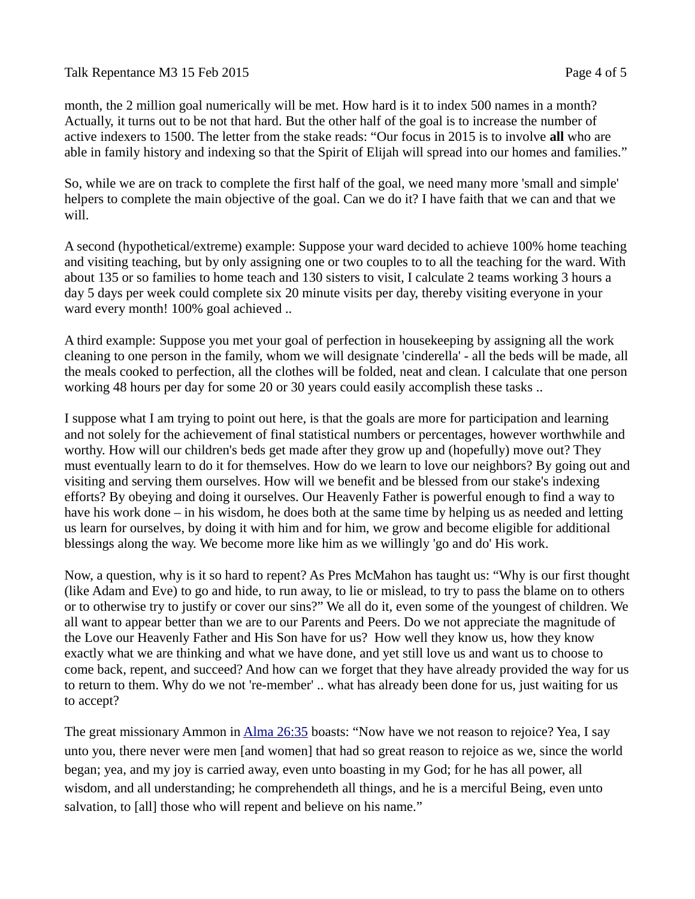month, the 2 million goal numerically will be met. How hard is it to index 500 names in a month? Actually, it turns out to be not that hard. But the other half of the goal is to increase the number of active indexers to 1500. The letter from the stake reads: "Our focus in 2015 is to involve **all** who are able in family history and indexing so that the Spirit of Elijah will spread into our homes and families."

So, while we are on track to complete the first half of the goal, we need many more 'small and simple' helpers to complete the main objective of the goal. Can we do it? I have faith that we can and that we will.

A second (hypothetical/extreme) example: Suppose your ward decided to achieve 100% home teaching and visiting teaching, but by only assigning one or two couples to to all the teaching for the ward. With about 135 or so families to home teach and 130 sisters to visit, I calculate 2 teams working 3 hours a day 5 days per week could complete six 20 minute visits per day, thereby visiting everyone in your ward every month! 100% goal achieved ..

A third example: Suppose you met your goal of perfection in housekeeping by assigning all the work cleaning to one person in the family, whom we will designate 'cinderella' - all the beds will be made, all the meals cooked to perfection, all the clothes will be folded, neat and clean. I calculate that one person working 48 hours per day for some 20 or 30 years could easily accomplish these tasks ..

I suppose what I am trying to point out here, is that the goals are more for participation and learning and not solely for the achievement of final statistical numbers or percentages, however worthwhile and worthy. How will our children's beds get made after they grow up and (hopefully) move out? They must eventually learn to do it for themselves. How do we learn to love our neighbors? By going out and visiting and serving them ourselves. How will we benefit and be blessed from our stake's indexing efforts? By obeying and doing it ourselves. Our Heavenly Father is powerful enough to find a way to have his work done – in his wisdom, he does both at the same time by helping us as needed and letting us learn for ourselves, by doing it with him and for him, we grow and become eligible for additional blessings along the way. We become more like him as we willingly 'go and do' His work.

Now, a question, why is it so hard to repent? As Pres McMahon has taught us: "Why is our first thought (like Adam and Eve) to go and hide, to run away, to lie or mislead, to try to pass the blame on to others or to otherwise try to justify or cover our sins?" We all do it, even some of the youngest of children. We all want to appear better than we are to our Parents and Peers. Do we not appreciate the magnitude of the Love our Heavenly Father and His Son have for us? How well they know us, how they know exactly what we are thinking and what we have done, and yet still love us and want us to choose to come back, repent, and succeed? And how can we forget that they have already provided the way for us to return to them. Why do we not 're-member' .. what has already been done for us, just waiting for us to accept?

The great missionary Ammon in Alma 26:35 boasts: "Now have we not reason to rejoice? Yea, I say unto you, there never were men [and women] that had so great reason to rejoice as we, since the world began; yea, and my joy is carried away, even unto boasting in my God; for he has all power, all wisdom, and all understanding; he comprehendeth all things, and he is a merciful Being, even unto salvation, to [all] those who will repent and believe on his name."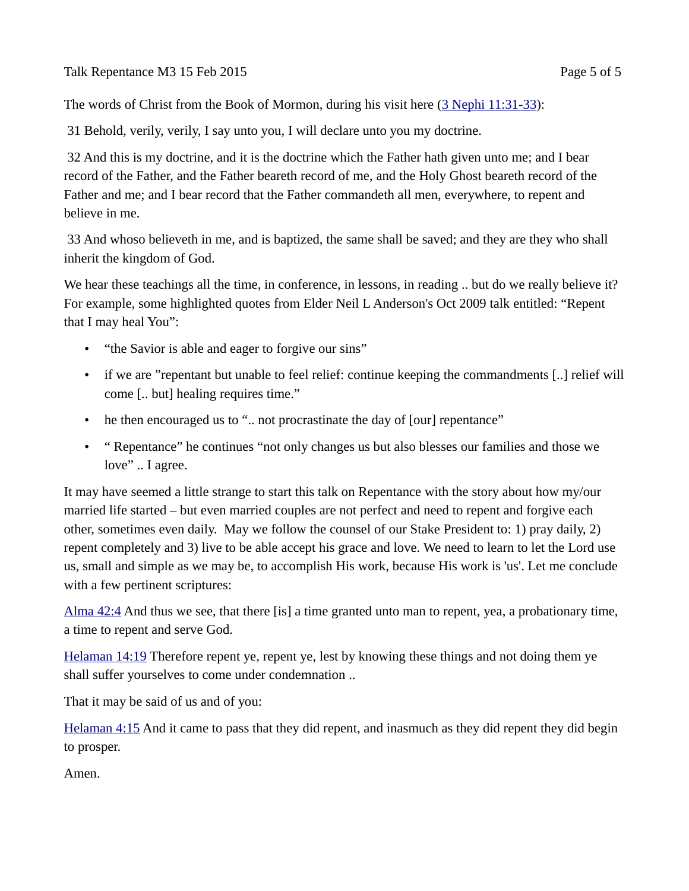The words of Christ from the Book of Mormon, during his visit here ([3 Nephi 11:31-33]):

31 Behold, verily, verily, I say unto you, I will declare unto you my doctrine.

32 And this is my doctrine, and it is the doctrine which the Father hath given unto me; and I bear record of the Father, and the Father beareth record of me, and the Holy Ghost beareth record of the Father and me; and I bear record that the Father commandeth all men, everywhere, to repent and believe in me.

33 And whoso believeth in me, and is baptized, the same shall be saved; and they are they who shall inherit the kingdom of God.

We hear these teachings all the time, in conference, in lessons, in reading .. but do we really believe it? For example, some highlighted quotes from Elder Neil L Anderson's Oct 2009 talk entitled: “Repent that I may heal You”:

- “the Savior is able and eager to forgive our sins”
- if we are ”repentant but unable to feel relief: continue keeping the commandments [..] relief will come [.. but] healing requires time.”
- he then encouraged us to “.. not procrastinate the day of [our] repentance”
- “ Repentance” he continues “not only changes us but also blesses our families and those we love” .. I agree.

It may have seemed a little strange to start this talk on Repentance with the story about how my/our married life started – but even married couples are not perfect and need to repent and forgive each other, sometimes even daily. May we follow the counsel of our Stake President to: 1) pray daily, 2) repent completely and 3) live to be able accept his grace and love. We need to learn to let the Lord use us, small and simple as we may be, to accomplish His work, because His work is 'us'. Let me conclude with a few pertinent scriptures:

[Alma 42:4] And thus we see, that there [is] a time granted unto man to repent, yea, a probationary time, a time to repent and serve God.

[Helaman 14:19] Therefore repent ye, repent ye, lest by knowing these things and not doing them ye shall suffer yourselves to come under condemnation ..

That it may be said of us and of you:

[Helaman 4:15] And it came to pass that they did repent, and inasmuch as they did repent they did begin to prosper.

Amen.